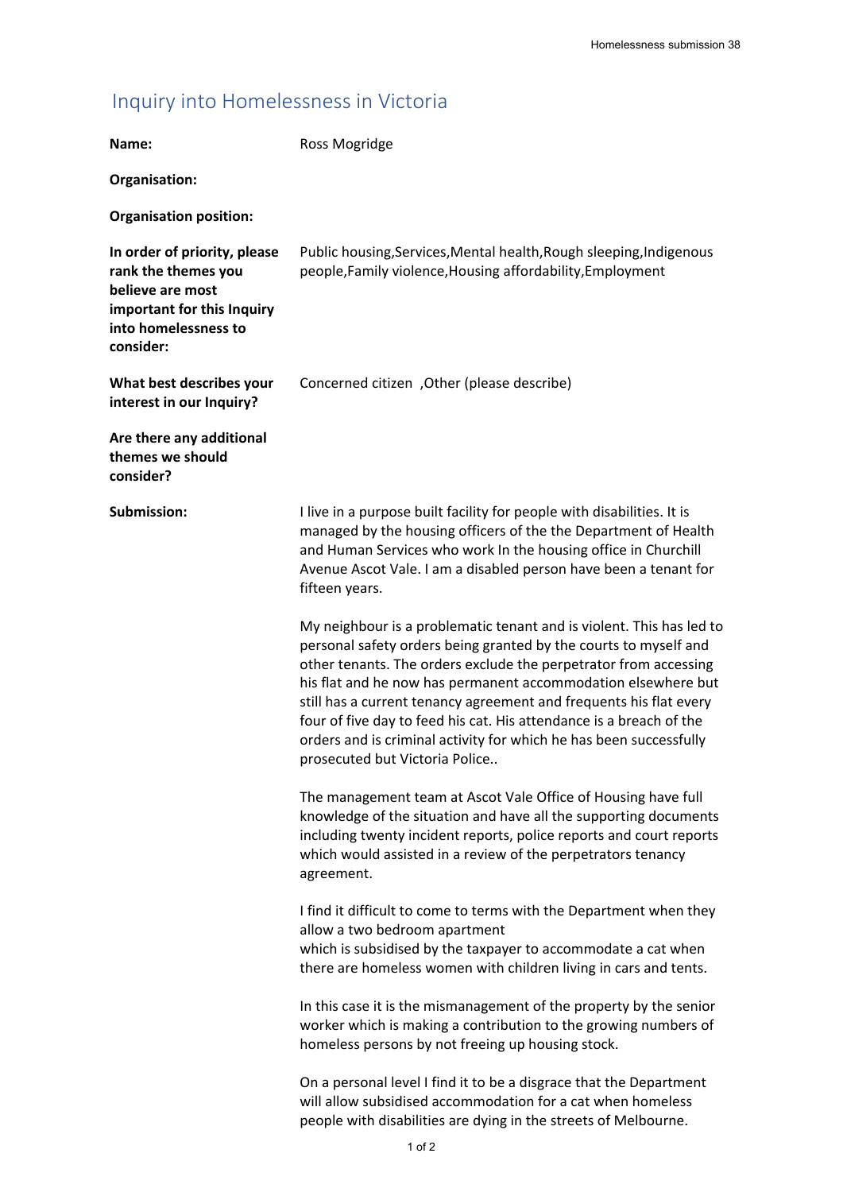# Inquiry into Homelessness in Victoria

**Name:** Ross Mogridge

**Organisation:**

**Organisation position:**

**In order of priority, please rank the themes you believe are most important for this Inquiry into homelessness to consider:** Public housing,Services,Mental health,Rough sleeping,Indigenous people,Family violence,Housing affordability,Employment

**What best describes your interest in our Inquiry?** Concerned citizen ,Other (please describe)

**Are there any additional themes we should consider?**

**Submission:**

I live in a purpose built facility for people with disabilities. It is managed by the housing officers of the the Department of Health and Human Services who work In the housing office in Churchill Avenue Ascot Vale. I am a disabled person have been a tenant for fifteen years.

My neighbour is a problematic tenant and is violent. This has led to personal safety orders being granted by the courts to myself and other tenants. The orders exclude the perpetrator from accessing his flat and he now has permanent accommodation elsewhere but still has a current tenancy agreement and frequents his flat every four of five day to feed his cat. His attendance is a breach of the orders and is criminal activity for which he has been successfully prosecuted but Victoria Police..

The management team at Ascot Vale Office of Housing have full knowledge of the situation and have all the supporting documents including twenty incident reports, police reports and court reports which would assisted in a review of the perpetrators tenancy agreement.

I find it difficult to come to terms with the Department when they allow a two bedroom apartment
which is subsidised by the taxpayer to accommodate a cat when there are homeless women with children living in cars and tents.

In this case it is the mismanagement of the property by the senior worker which is making a contribution to the growing numbers of homeless persons by not freeing up housing stock.

On a personal level I find it to be a disgrace that the Department will allow subsidised accommodation for a cat when homeless people with disabilities are dying in the streets of Melbourne.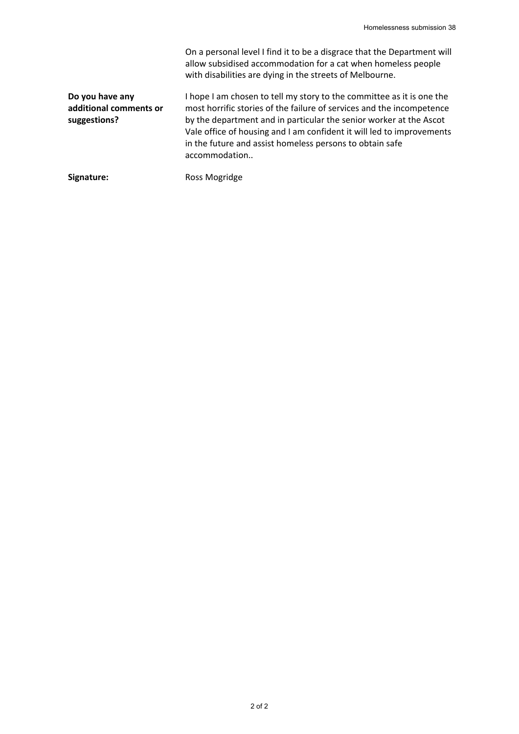On a personal level I find it to be a disgrace that the Department will allow subsidised accommodation for a cat when homeless people with disabilities are dying in the streets of Melbourne.

**Do you have any additional comments or suggestions?**

I hope I am chosen to tell my story to the committee as it is one the most horrific stories of the failure of services and the incompetence by the department and in particular the senior worker at the Ascot Vale office of housing and I am confident it will led to improvements in the future and assist homeless persons to obtain safe accommodation..

**Signature:** Ross Mogridge